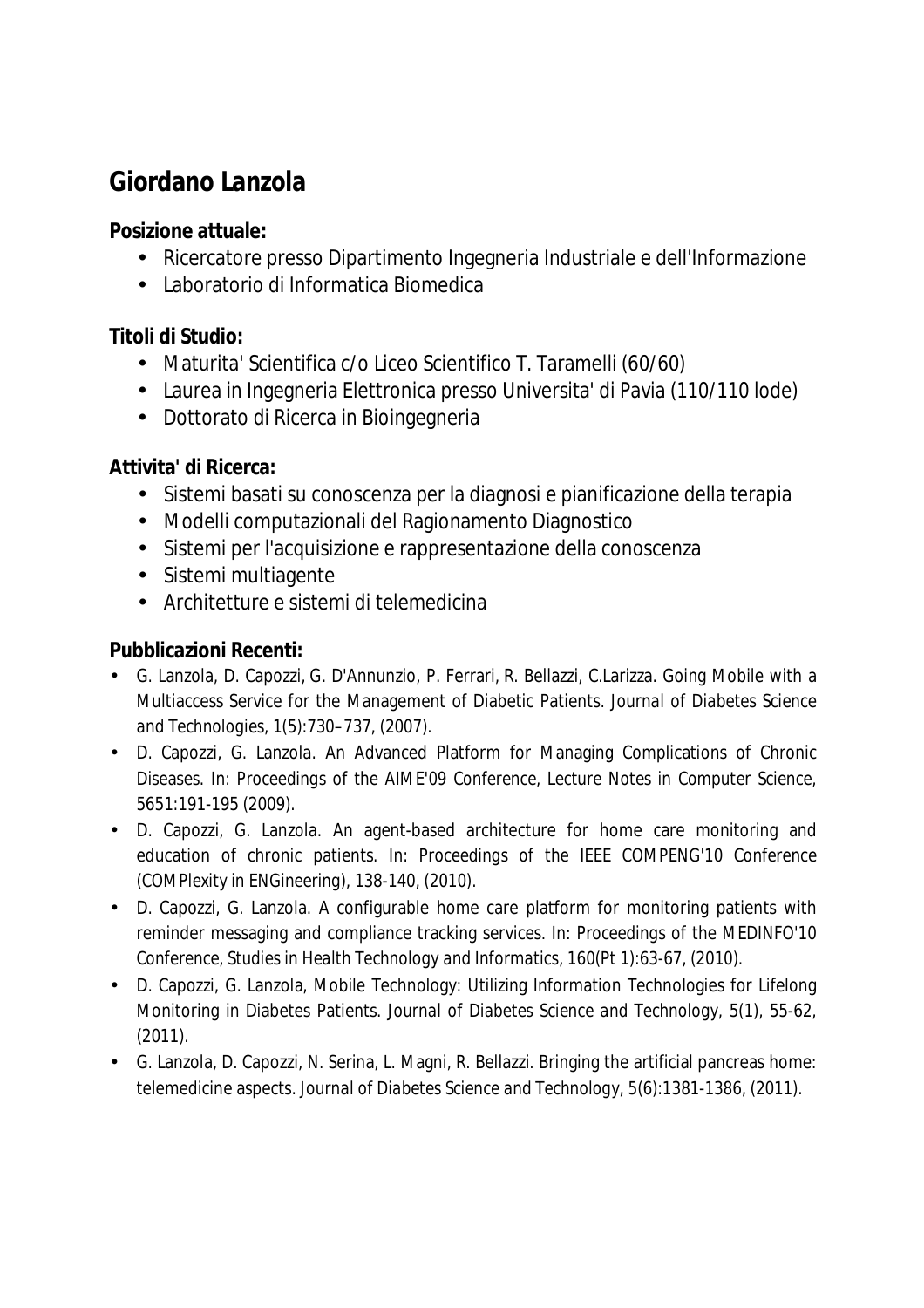# Giordano Lanzola

**Posizione attuale:**

- Ricercatore presso Dipartimento Ingegneria Industriale e dell'Informazione
- Laboratorio di Informatica Biomedica

**Titoli di Studio:**

- Maturita' Scientifica c/o Liceo Scientifico T. Taramelli (60/60)
- Laurea in Ingegneria Elettronica presso Universita' di Pavia (110/110 lode)
- Dottorato di Ricerca in Bioingegneria

**Attivita' di Ricerca:**

- Sistemi basati su conoscenza per la diagnosi e pianificazione della terapia
- Modelli computazionali del Ragionamento Diagnostico
- Sistemi per l'acquisizione e rappresentazione della conoscenza
- Sistemi multiagente
- Architetture e sistemi di telemedicina

**Pubblicazioni Recenti:**

- G. Lanzola, D. Capozzi, G. D'Annunzio, P. Ferrari, R. Bellazzi, C.Larizza. Going Mobile with a Multiaccess Service for the Management of Diabetic Patients. *Journal of Diabetes Science and Technologies*, 1(5):730–737, (2007).
- D. Capozzi, G. Lanzola. An Advanced Platform for Managing Complications of Chronic Diseases. In: Proceedings of the AIME'09 Conference, Lecture Notes in Computer Science, 5651:191-195 (2009).
- D. Capozzi, G. Lanzola. An agent-based architecture for home care monitoring and education of chronic patients. In: Proceedings of the IEEE COMPENG'10 Conference (COMPlexity in ENGineering), 138-140, (2010).
- D. Capozzi, G. Lanzola. A configurable home care platform for monitoring patients with reminder messaging and compliance tracking services. In: Proceedings of the MEDINFO'10 Conference, *Studies in Health Technology and Informatics*, 160(Pt 1):63-67, (2010).
- D. Capozzi, G. Lanzola, Mobile Technology: Utilizing Information Technologies for Lifelong Monitoring in Diabetes Patients. *Journal of Diabetes Science and Technology*, 5(1), 55-62, (2011).
- G. Lanzola, D. Capozzi, N. Serina, L. Magni, R. Bellazzi. Bringing the artificial pancreas home: telemedicine aspects. *Journal of Diabetes Science and Technology*, 5(6):1381-1386, (2011).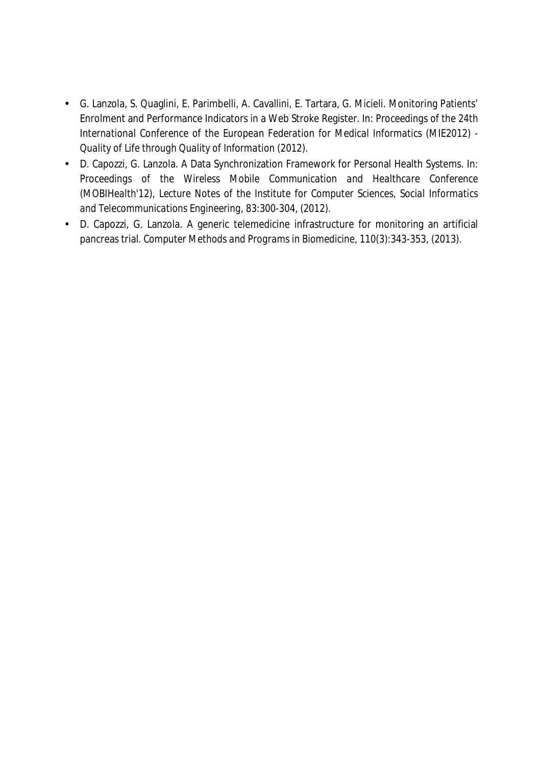- G. Lanzola, S. Quaglini, E. Parimbelli, A. Cavallini, E. Tartara, G. Micieli. Monitoring Patients' Enrolment and Performance Indicators in a Web Stroke Register. In: Proceedings of the 24th International Conference of the European Federation for Medical Informatics (MIE2012) - Quality of Life through Quality of Information (2012).
- D. Capozzi, G. Lanzola. A Data Synchronization Framework for Personal Health Systems. In: Proceedings of the Wireless Mobile Communication and Healthcare Conference (MOBIHealth'12), Lecture Notes of the Institute for Computer Sciences, Social Informatics and Telecommunications Engineering, 83:300-304, (2012).
- D. Capozzi, G. Lanzola. A generic telemedicine infrastructure for monitoring an artificial pancreas trial. Computer Methods and Programs in Biomedicine, 110(3):343-353, (2013).